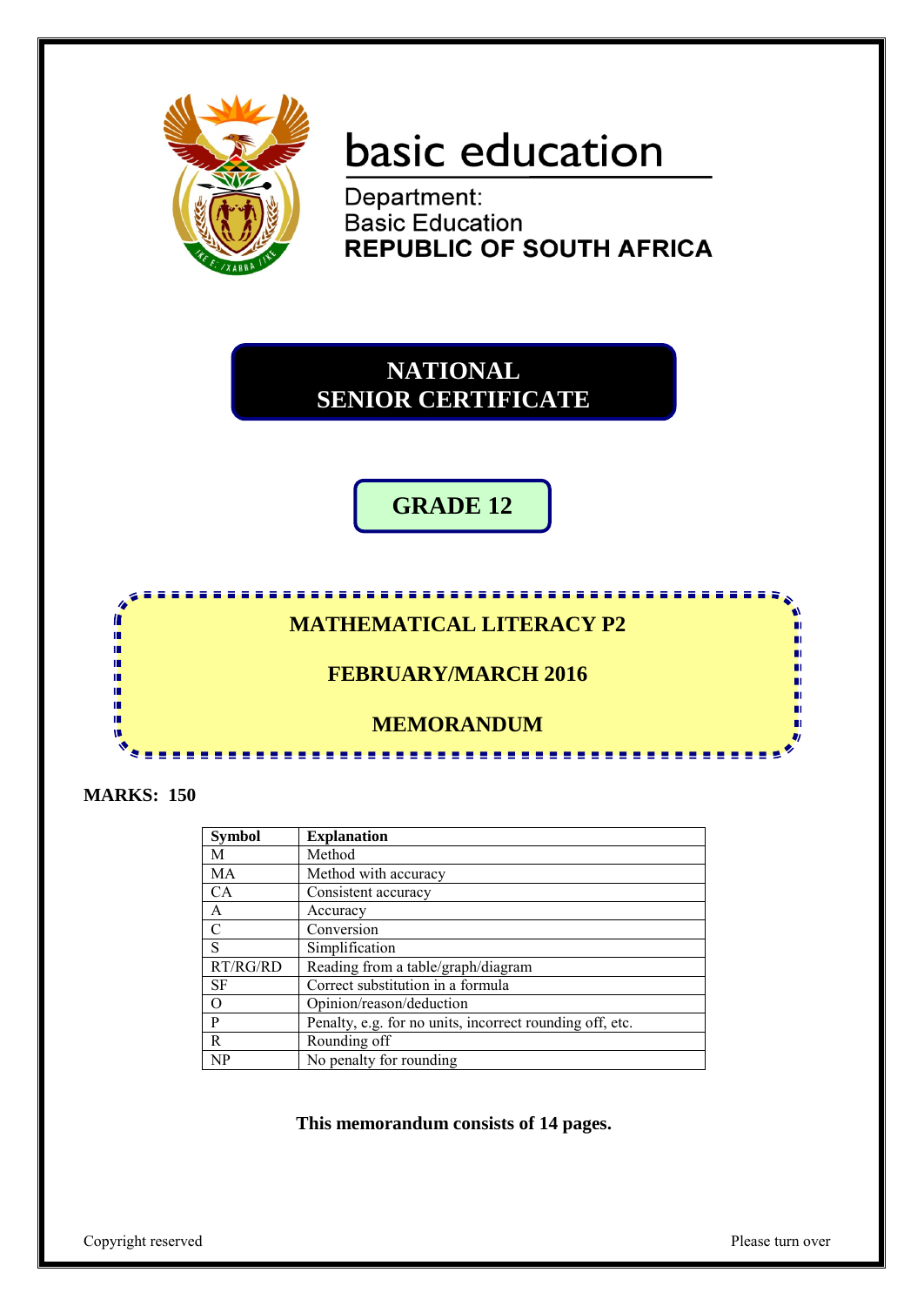# basic education

Department:
Basic Education
**REPUBLIC OF SOUTH AFRICA**

## NATIONAL SENIOR CERTIFICATE

## GRADE 12

## MATHEMATICAL LITERACY P2

## FEBRUARY/MARCH 2016

## MEMORANDUM

**MARKS: 150**

| Symbol | Explanation |
|---|---|
| M | Method |
| MA | Method with accuracy |
| CA | Consistent accuracy |
| A | Accuracy |
| C | Conversion |
| S | Simplification |
| RT/RG/RD | Reading from a table/graph/diagram |
| SF | Correct substitution in a formula |
| O | Opinion/reason/deduction |
| P | Penalty, e.g. for no units, incorrect rounding off, etc. |
| R | Rounding off |
| NP | No penalty for rounding |

**This memorandum consists of 14 pages.**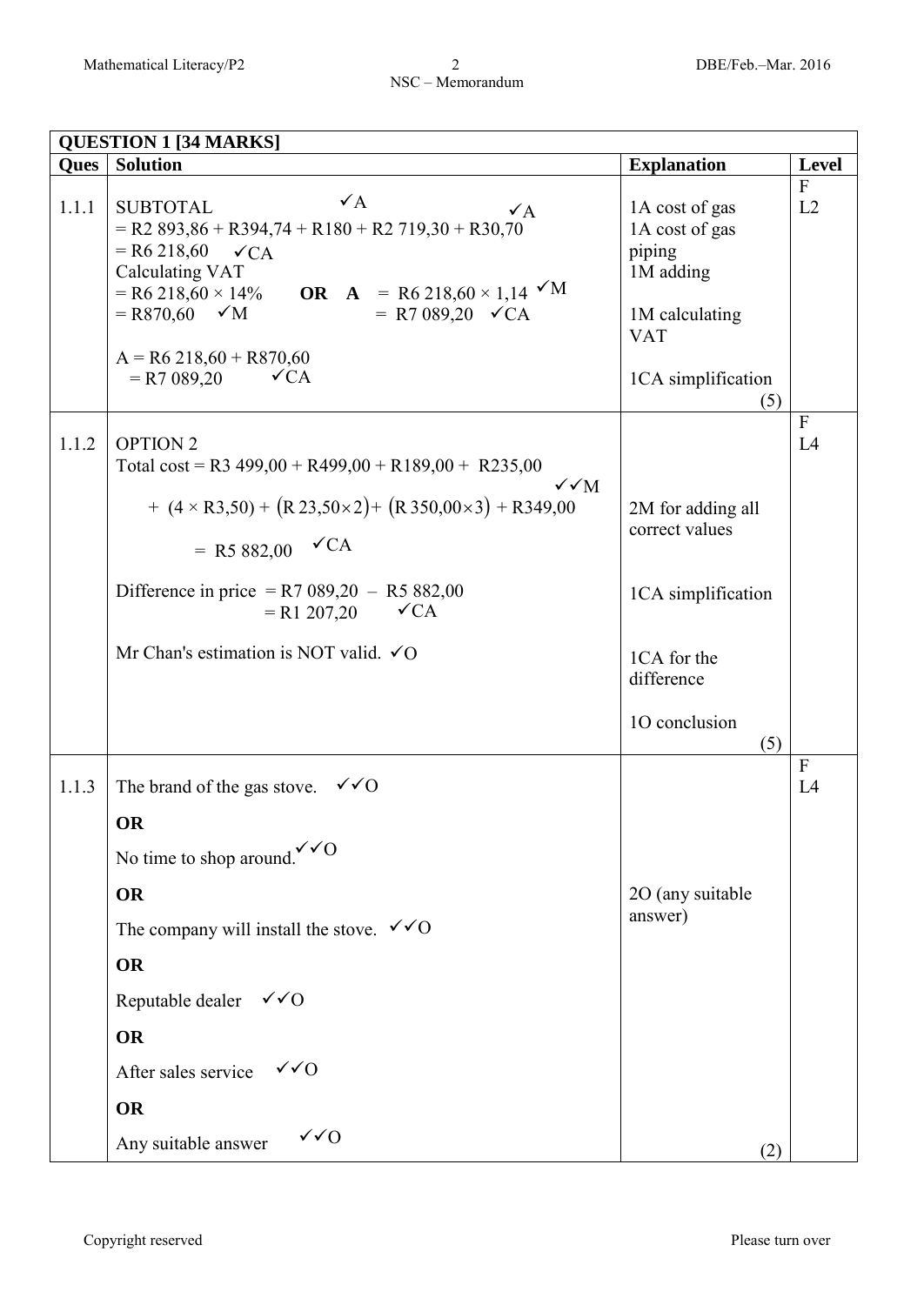| QUESTION 1 [34 MARKS] | | | |
|---|---|---|---|
| **Ques** | **Solution** | **Explanation** | **Level** |
| 1.1.1 | SUBTOTAL<br>= R2 893,86 ✓A + R394,74 ✓A + R180 + R2 719,30 + R30,70<br>= R6 218,60 ✓CA<br>Calculating VAT<br>= R6 218,60 × 14% **OR** **A** = R6 218,60 × 1,14 ✓M<br>= R870,60 ✓M = R7 089,20 ✓CA<br><br>A = R6 218,60 + R870,60<br>= R7 089,20 ✓CA | 1A cost of gas<br>1A cost of gas piping<br>1M adding<br><br>1M calculating VAT<br><br>1CA simplification<br>(5) | F<br>L2 |
| 1.1.2 | OPTION 2<br>Total cost = R3 499,00 + R499,00 + R189,00 + R235,00 + (4 × R3,50) + (R 23,50×2)+ (R 350,00×3) + R349,00 ✓✓M<br>= R5 882,00 ✓CA<br><br>Difference in price = R7 089,20 – R5 882,00<br>= R1 207,20 ✓CA<br><br>Mr Chan's estimation is NOT valid. ✓O | 2M for adding all correct values<br><br>1CA simplification<br><br>1CA for the difference<br><br>1O conclusion<br>(5) | F<br>L4 |
| 1.1.3 | The brand of the gas stove. ✓✓O<br>**OR**<br>No time to shop around. ✓✓O<br>**OR**<br>The company will install the stove. ✓✓O<br>**OR**<br>Reputable dealer ✓✓O<br>**OR**<br>After sales service ✓✓O<br>**OR**<br>Any suitable answer ✓✓O | 2O (any suitable answer)<br>(2) | F<br>L4 |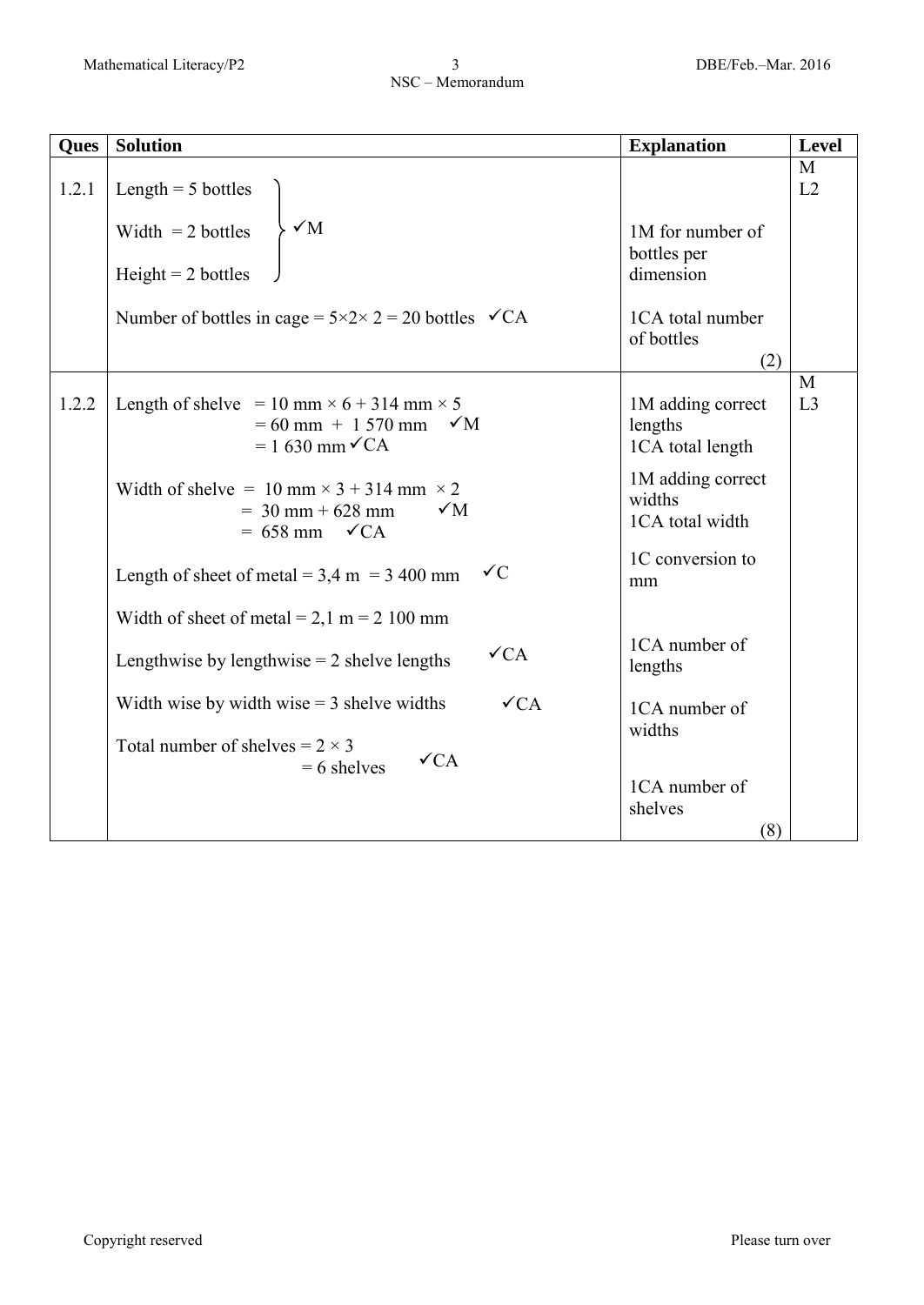| Ques | Solution | Explanation | Level |
|---|---|---|---|
| 1.2.1 | Length = 5 bottles<br>Width = 2 bottles<br>Height = 2 bottles ✓M<br><br>Number of bottles in cage = 5×2× 2 = 20 bottles ✓CA | 1M for number of bottles per dimension<br><br>1CA total number of bottles<br>(2) | M<br>L2 |
| 1.2.2 | Length of shelve = 10 mm × 6 + 314 mm × 5<br>= 60 mm + 1 570 mm ✓M<br>= 1 630 mm ✓CA<br><br>Width of shelve = 10 mm × 3 + 314 mm × 2<br>= 30 mm + 628 mm ✓M<br>= 658 mm ✓CA<br><br>Length of sheet of metal = 3,4 m = 3 400 mm ✓C<br><br>Width of sheet of metal = 2,1 m = 2 100 mm<br><br>Lengthwise by lengthwise = 2 shelve lengths ✓CA<br><br>Width wise by width wise = 3 shelve widths ✓CA<br><br>Total number of shelves = 2 × 3<br>= 6 shelves ✓CA | 1M adding correct lengths<br>1CA total length<br><br>1M adding correct widths<br>1CA total width<br><br>1C conversion to mm<br><br>1CA number of lengths<br><br>1CA number of widths<br><br>1CA number of shelves<br>(8) | M<br>L3 |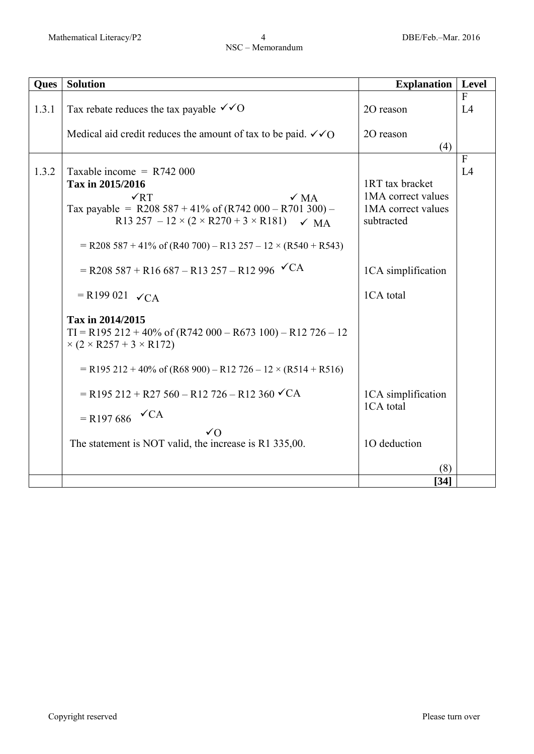| Ques | Solution | Explanation | Level |
|---|---|---|---|
| 1.3.1 | Tax rebate reduces the tax payable ✓✓O<br><br>Medical aid credit reduces the amount of tax to be paid. ✓✓O | 2O reason<br><br>2O reason<br>(4) | F<br>L4 |
| 1.3.2 | Taxable income = R742 000<br>**Tax in 2015/2016**<br>Tax payable = R208 587 + 41% of (R742 000 – R701 300) – R13 257 – 12 × (2 × R270 + 3 × R181) ✓RT ✓MA ✓MA<br><br>= R208 587 + 41% of (R40 700) – R13 257 – 12 × (R540 + R543)<br><br>= R208 587 + R16 687 – R13 257 – R12 996 ✓CA<br><br>= R199 021 ✓CA<br><br>**Tax in 2014/2015**<br>TI = R195 212 + 40% of (R742 000 – R673 100) – R12 726 – 12 × (2 × R257 + 3 × R172)<br><br>= R195 212 + 40% of (R68 900) – R12 726 – 12 × (R514 + R516)<br><br>= R195 212 + R27 560 – R12 726 – R12 360 ✓CA<br><br>= R197 686 ✓CA<br><br>The statement is NOT valid, the increase is R1 335,00. ✓O | 1RT tax bracket<br>1MA correct values<br>1MA correct values subtracted<br><br><br><br>1CA simplification<br><br>1CA total<br><br><br><br><br><br>1CA simplification<br>1CA total<br><br><br>1O deduction<br><br>(8) | F<br>L4 |
| | | **[34]** | |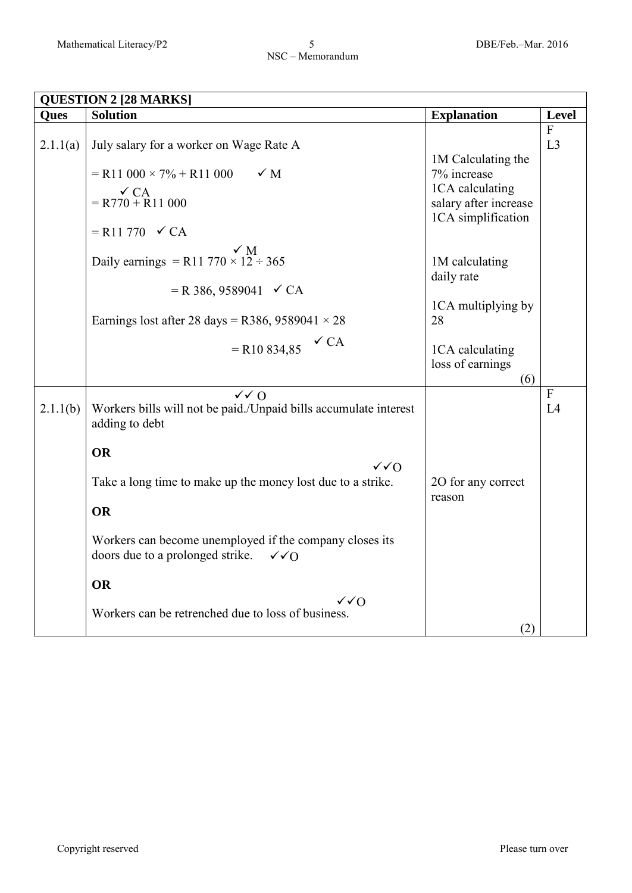| **QUESTION 2 [28 MARKS]** | | | |
|---|---|---|---|
| **Ques** | **Solution** | **Explanation** | **Level** |
| 2.1.1(a) | July salary for a worker on Wage Rate A<br><br>= R11 000 × 7% + R11 000 ✓ M<br><br>= R770 + R11 000 ✓ CA<br><br>= R11 770 ✓ CA<br><br>Daily earnings = R11 770 × 12 ÷ 365 ✓ M<br><br>= R 386, 9589041 ✓ CA<br><br>Earnings lost after 28 days = R386, 9589041 × 28<br><br>= R10 834,85 ✓ CA | 1M Calculating the 7% increase<br>1CA calculating salary after increase<br>1CA simplification<br><br>1M calculating daily rate<br><br>1CA multiplying by 28<br><br>1CA calculating loss of earnings<br>(6) | F<br>L3 |
| 2.1.1(b) | Workers bills will not be paid./Unpaid bills accumulate interest adding to debt ✓✓ O<br><br>**OR**<br><br>Take a long time to make up the money lost due to a strike. ✓✓O<br><br>**OR**<br><br>Workers can become unemployed if the company closes its doors due to a prolonged strike. ✓✓O<br><br>**OR**<br><br>Workers can be retrenched due to loss of business. ✓✓O | 2O for any correct reason<br><br>(2) | F<br>L4 |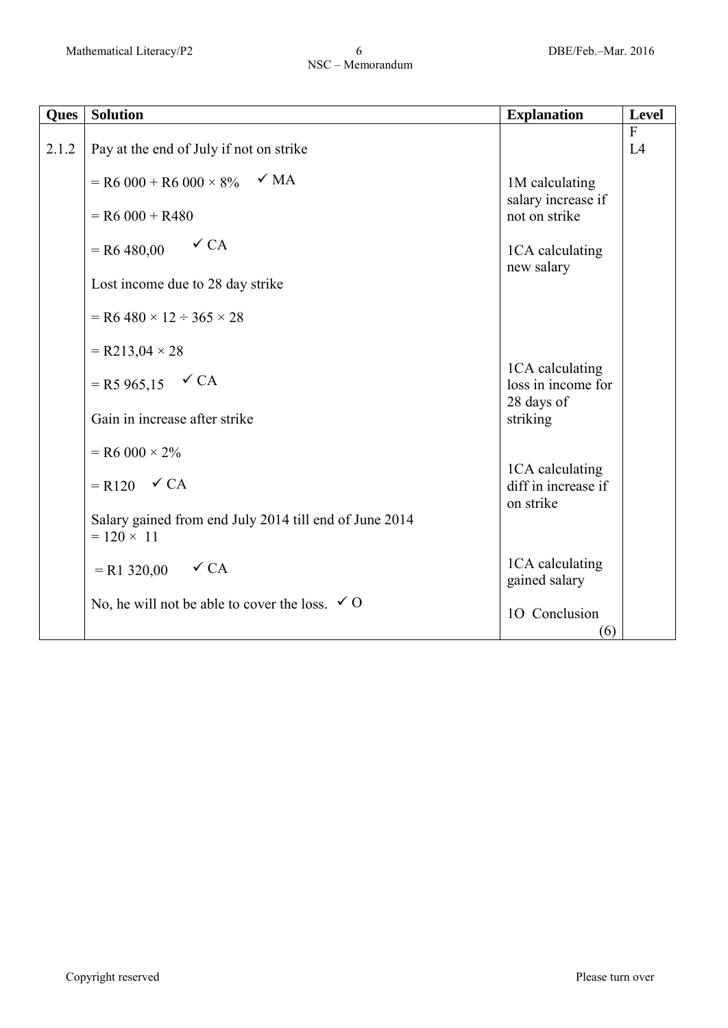| Ques | Solution | Explanation | Level |
|---|---|---|---|
| 2.1.2 | Pay at the end of July if not on strike<br><br>= R6 000 + R6 000 × 8% ✓ MA<br><br>= R6 000 + R480<br><br>= R6 480,00 ✓ CA<br><br>Lost income due to 28 day strike<br><br>= R6 480 × 12 ÷ 365 × 28<br><br>= R213,04 × 28<br><br>= R5 965,15 ✓ CA<br><br>Gain in increase after strike<br><br>= R6 000 × 2%<br><br>= R120 ✓ CA<br><br>Salary gained from end July 2014 till end of June 2014<br>= 120 × 11<br><br>= R1 320,00 ✓ CA<br><br>No, he will not be able to cover the loss. ✓ O | 1M calculating salary increase if not on strike<br><br>1CA calculating new salary<br><br>1CA calculating loss in income for 28 days of striking<br><br>1CA calculating diff in increase if on strike<br><br>1CA calculating gained salary<br><br>1O Conclusion<br>(6) | F<br>L4 |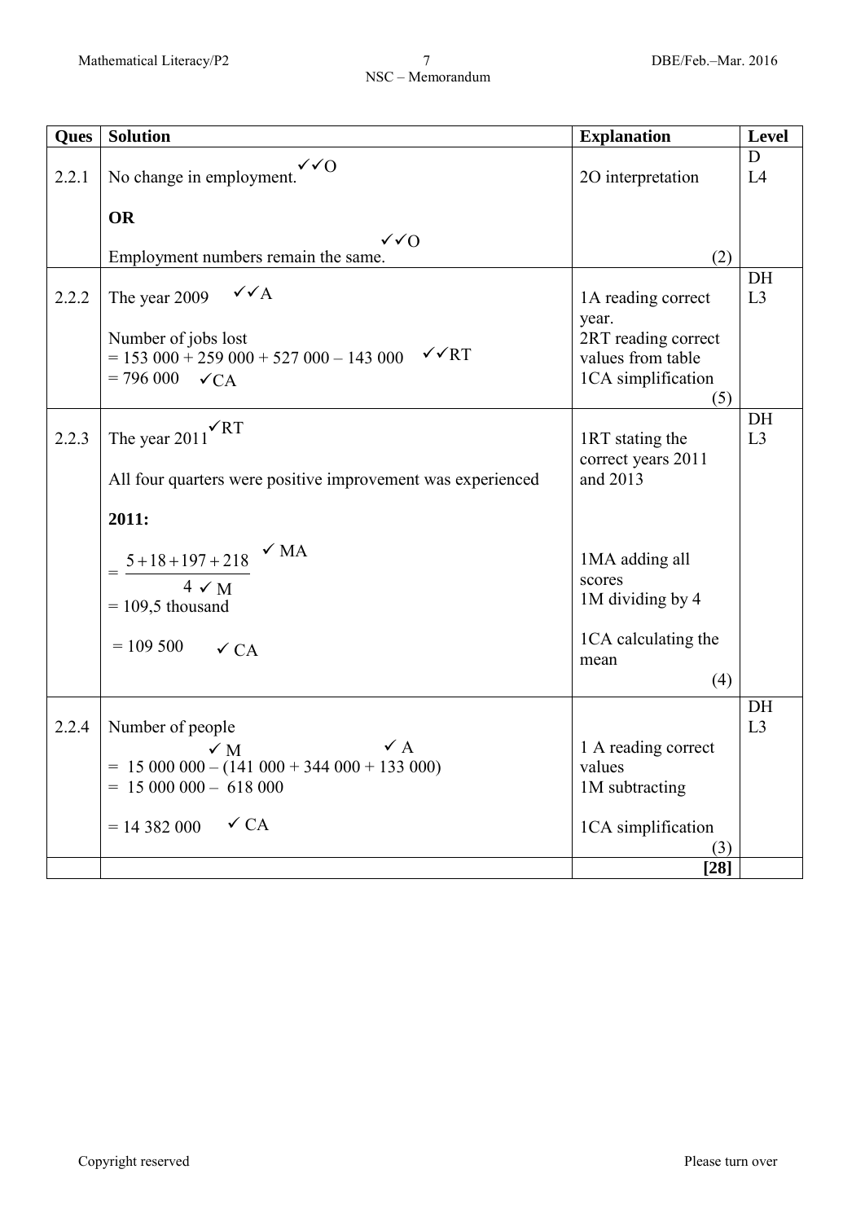| Ques | Solution | Explanation | Level |
|---|---|---|---|
| 2.2.1 | No change in employment. ✓✓O<br><br>**OR**<br><br>Employment numbers remain the same. ✓✓O | 2O interpretation<br><br>(2) | D<br>L4 |
| 2.2.2 | The year 2009 ✓✓A<br><br>Number of jobs lost<br>= 153 000 + 259 000 + 527 000 – 143 000 ✓✓RT<br>= 796 000 ✓CA | 1A reading correct year.<br>2RT reading correct values from table<br>1CA simplification<br>(5) | DH<br>L3 |
| 2.2.3 | The year 2011 ✓RT<br><br>All four quarters were positive improvement was experienced<br><br>**2011:**<br><br>$= \frac{5+18+197+218}{4}$ ✓MA ✓M<br>= 109,5 thousand<br><br>= 109 500 ✓CA | 1RT stating the correct years 2011 and 2013<br><br>1MA adding all scores<br>1M dividing by 4<br><br>1CA calculating the mean<br>(4) | DH<br>L3 |
| 2.2.4 | Number of people<br>= 15 000 000 – (141 000 + 344 000 + 133 000) ✓M ✓A<br>= 15 000 000 – 618 000<br><br>= 14 382 000 ✓CA | 1 A reading correct values<br>1M subtracting<br><br>1CA simplification<br>(3) | DH<br>L3 |
| | | **[28]** | |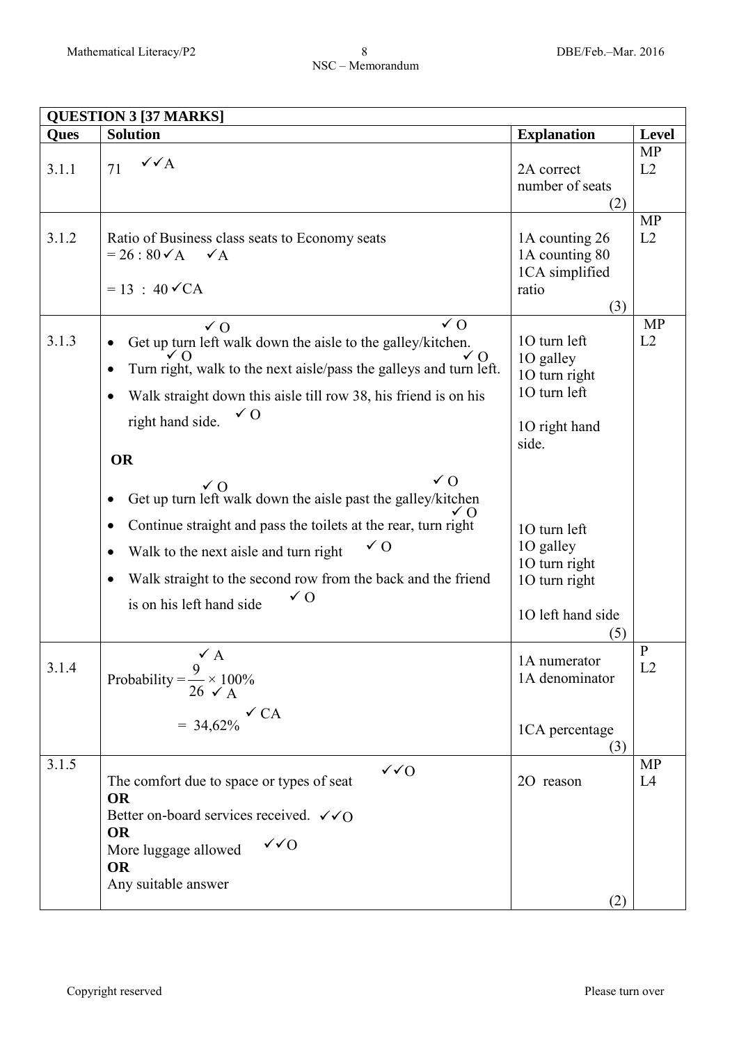| **QUESTION 3 [37 MARKS]** | | | |
|---|---|---|---|
| **Ques** | **Solution** | **Explanation** | **Level** |
| 3.1.1 | 71 ✓✓A | 2A correct number of seats (2) | MP L2 |
| 3.1.2 | Ratio of Business class seats to Economy seats <br> = 26 : 80 ✓A ✓A <br> = 13 : 40 ✓CA | 1A counting 26 <br> 1A counting 80 <br> 1CA simplified ratio (3) | MP L2 |
| 3.1.3 | • Get up turn left ✓O walk down the aisle to the galley/kitchen. ✓O <br> • Turn right, ✓O walk to the next aisle/pass the galleys and turn left. ✓O <br> • Walk straight down this aisle till row 38, his friend is on his right hand side. ✓O <br><br> **OR** <br><br> • Get up turn left ✓O walk down the aisle past the galley/kitchen ✓O <br> • Continue straight and pass the toilets at the rear, turn right ✓O <br> • Walk to the next aisle and turn right ✓O <br> • Walk straight to the second row from the back and the friend is on his left hand side ✓O | 1O turn left <br> 1O galley <br> 1O turn right <br> 1O turn left <br> 1O right hand side. <br><br> 1O turn left <br> 1O galley <br> 1O turn right <br> 1O turn right <br> 1O left hand side (5) | MP L2 |
| 3.1.4 | Probability $= \frac{9}{26} \times 100\%$ ✓A ✓A <br> $= 34{,}62\%$ ✓CA | 1A numerator <br> 1A denominator <br> 1CA percentage (3) | P L2 |
| 3.1.5 | The comfort due to space or types of seat ✓✓O <br> **OR** <br> Better on-board services received. ✓✓O <br> **OR** <br> More luggage allowed ✓✓O <br> **OR** <br> Any suitable answer | 2O reason (2) | MP L4 |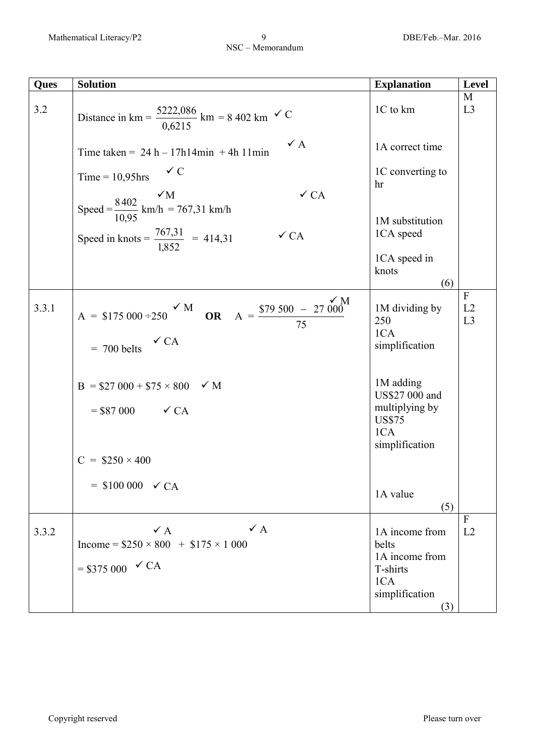| Ques | Solution | Explanation | Level |
|---|---|---|---|
| 3.2 | Distance in km = $\frac{5222,086}{0,6215}$ km = 8 402 km ✓C<br><br>Time taken = 24 h – 17h14min + 4h 11min ✓A<br><br>Time = 10,95hrs ✓C<br><br>Speed = $\frac{8\,402}{10,95}$ km/h ✓M = 767,31 km/h ✓CA<br><br>Speed in knots = $\frac{767,31}{1,852}$ = 414,31 ✓CA | 1C to km<br><br>1A correct time<br><br>1C converting to hr<br><br>1M substitution<br>1CA speed<br><br>1CA speed in knots<br>(6) | M<br>L3 |
| 3.3.1 | A = $175 000 ÷250 ✓M **OR** A = $\frac{\$79\,500\ -\ 27\,000}{75}$ ✓M<br><br>= 700 belts ✓CA<br><br>B = $27 000 + $75 × 800 ✓M<br><br>= $87 000 ✓CA<br><br>C = $250 × 400<br><br>= $100 000 ✓CA | 1M dividing by 250<br>1CA simplification<br><br>1M adding US$27 000 and multiplying by US$75<br>1CA simplification<br><br>1A value<br>(5) | F<br>L2<br>L3 |
| 3.3.2 | Income = $250 × 800 ✓A + $175 × 1 000 ✓A<br><br>= $375 000 ✓CA | 1A income from belts<br>1A income from T-shirts<br>1CA simplification<br>(3) | F<br>L2 |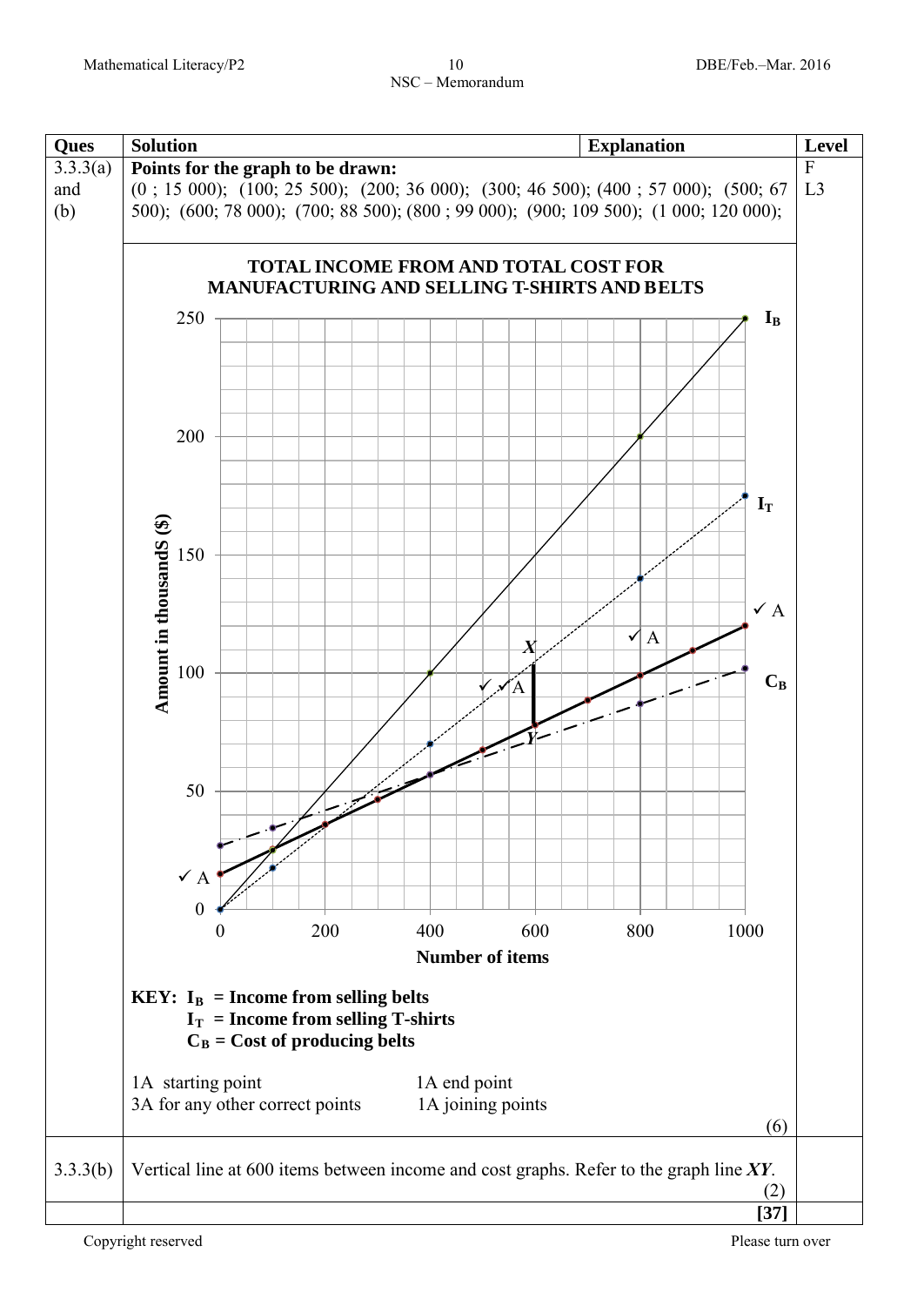| Ques | Solution | Explanation | Level |
|---|---|---|---|
| 3.3.3(a) and (b) | **Points for the graph to be drawn:** (0 ; 15 000); (100; 25 500); (200; 36 000); (300; 46 500); (400 ; 57 000); (500; 67 500); (600; 78 000); (700; 88 500); (800 ; 99 000); (900; 109 500); (1 000; 120 000); | | F L3 |

**TOTAL INCOME FROM AND TOTAL COST FOR MANUFACTURING AND SELLING T-SHIRTS AND BELTS**

Amount in thousandS ($)

Number of items

**KEY:** $I_B$ **= Income from selling belts**
$I_T$ **= Income from selling T-shirts**
$C_B$ **= Cost of producing belts**

1A starting point 1A end point
3A for any other correct points 1A joining points

(6)

| Ques | Solution | Explanation | Level |
|---|---|---|---|
| 3.3.3(b) | Vertical line at 600 items between income and cost graphs. Refer to the graph line ***XY***. (2) | | |
| | **[37]** | | |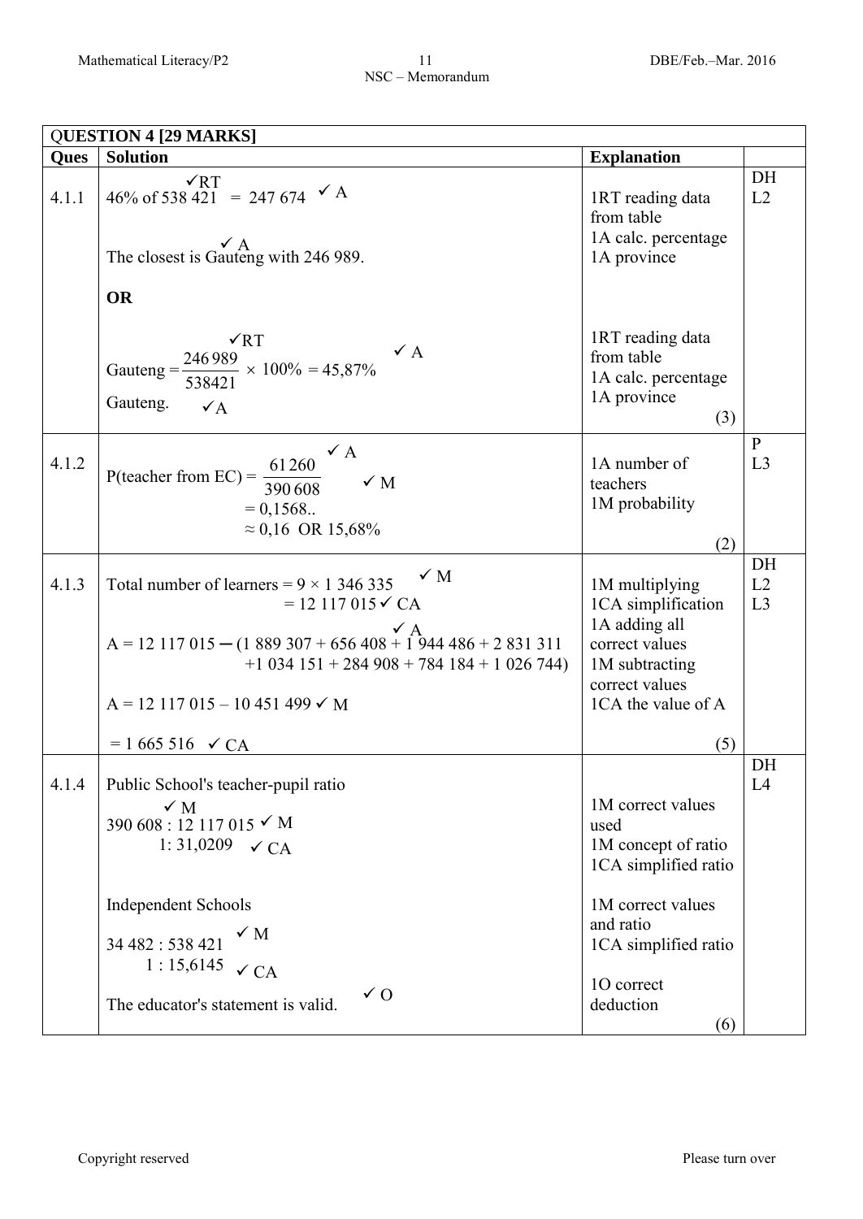| QUESTION 4 [29 MARKS] | | | |
|---|---|---|---|
| **Ques** | **Solution** | **Explanation** | |
| 4.1.1 | 46% of 538 421 ✓RT = 247 674 ✓A<br><br>The closest is Gauteng ✓A with 246 989.<br><br>**OR**<br><br>Gauteng = $\frac{246\,989}{538421}$ ✓RT × 100% = 45,87% ✓A<br>Gauteng. ✓A | 1RT reading data from table<br>1A calc. percentage<br>1A province<br><br>1RT reading data from table<br>1A calc. percentage<br>1A province<br>(3) | DH<br>L2 |
| 4.1.2 | P(teacher from EC) = $\frac{61\,260}{390\,608}$ ✓A ✓M<br>= 0,1568..<br>≈ 0,16 OR 15,68% | 1A number of teachers<br>1M probability<br>(2) | P<br>L3 |
| 4.1.3 | Total number of learners = 9 × 1 346 335 ✓M<br>= 12 117 015 ✓CA<br>A = 12 117 015 − (1 889 307 + 656 408 + 1 944 486 + 2 831 311 +1 034 151 + 284 908 + 784 184 + 1 026 744) ✓A<br><br>A = 12 117 015 – 10 451 499 ✓M<br><br>= 1 665 516 ✓CA | 1M multiplying<br>1CA simplification<br>1A adding all correct values<br>1M subtracting correct values<br>1CA the value of A<br>(5) | DH<br>L2<br>L3 |
| 4.1.4 | Public School's teacher-pupil ratio<br>390 608 : 12 117 015 ✓M ✓M<br>1: 31,0209 ✓CA<br><br>Independent Schools<br>34 482 : 538 421 ✓M<br>1 : 15,6145 ✓CA<br><br>The educator's statement is valid. ✓O | 1M correct values used<br>1M concept of ratio<br>1CA simplified ratio<br><br>1M correct values and ratio<br>1CA simplified ratio<br><br>1O correct deduction<br>(6) | DH<br>L4 |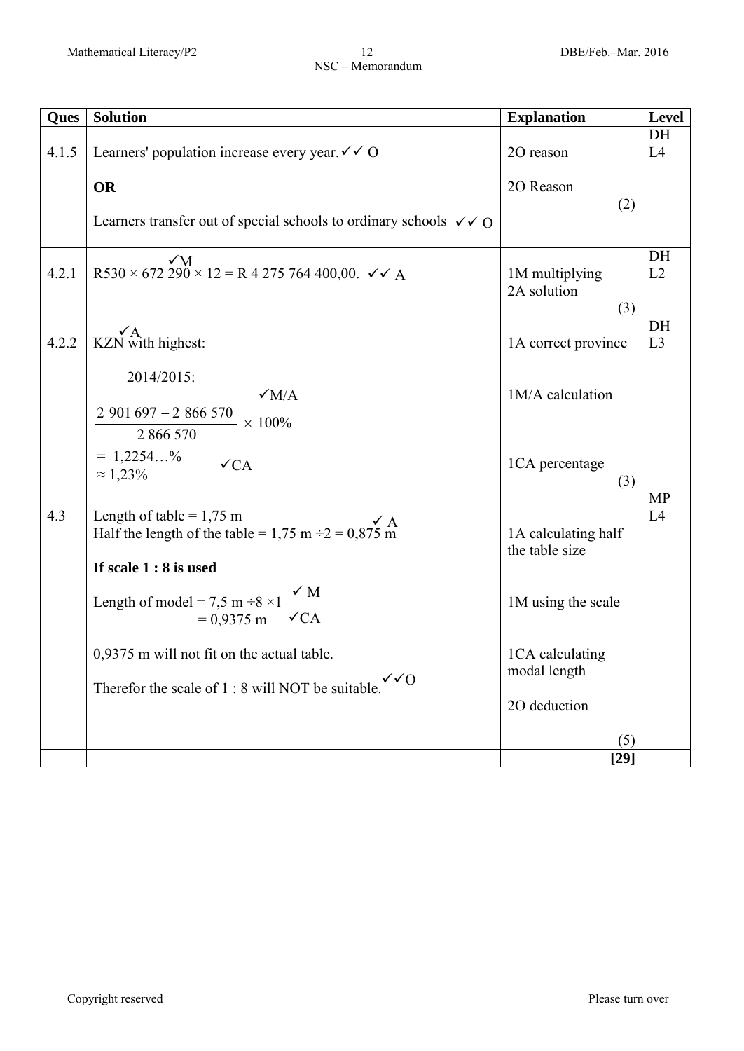| Ques | Solution | Explanation | Level |
|---|---|---|---|
| 4.1.5 | Learners' population increase every year. ✓✓ O<br><br>**OR**<br><br>Learners transfer out of special schools to ordinary schools ✓✓ O | 2O reason<br><br>2O Reason<br>(2) | DH<br>L4 |
| 4.2.1 | ✓M<br>R530 × 672 290 × 12 = R 4 275 764 400,00. ✓✓ A | 1M multiplying<br>2A solution<br>(3) | DH<br>L2 |
| 4.2.2 | ✓A<br>KZN with highest:<br><br>2014/2015:<br>✓M/A<br>$\frac{2\ 901\ 697 - 2\ 866\ 570}{2\ 866\ 570} \times 100\%$<br>$= 1{,}2254…\%$<br>$\approx 1{,}23\%$ ✓CA | 1A correct province<br><br>1M/A calculation<br><br>1CA percentage<br>(3) | DH<br>L3 |
| 4.3 | Length of table = 1,75 m<br>Half the length of the table = 1,75 m ÷2 = 0,875 m ✓ A<br><br>**If scale 1 : 8 is used**<br><br>Length of model = 7,5 m ÷8 ×1 ✓ M<br>= 0,9375 m ✓CA<br><br>0,9375 m will not fit on the actual table.<br><br>Therefor the scale of 1 : 8 will NOT be suitable. ✓✓O | 1A calculating half the table size<br><br>1M using the scale<br><br>1CA calculating modal length<br><br>2O deduction<br><br>(5) | MP<br>L4 |
| | | **[29]** | |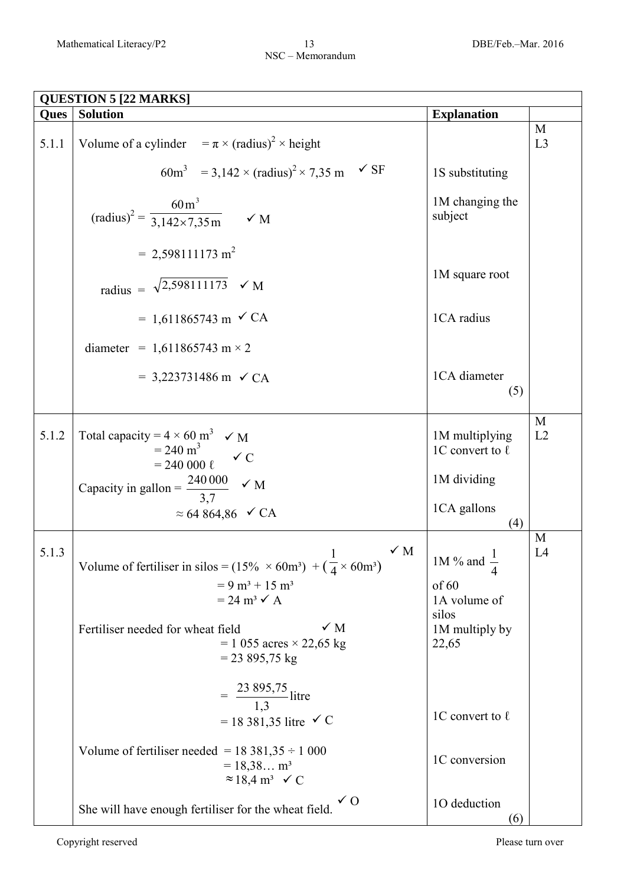| **QUESTION 5 [22 MARKS]** | | | |
|---|---|---|---|
| **Ques** | **Solution** | **Explanation** | |
| 5.1.1 | Volume of a cylinder $= \pi \times (\text{radius})^2 \times \text{height}$ <br> $60\text{m}^3 = 3{,}142 \times (\text{radius})^2 \times 7{,}35\text{ m}$ ✓ SF <br> $(\text{radius})^2 = \dfrac{60\text{ m}^3}{3{,}142 \times 7{,}35\text{ m}}$ ✓ M <br> $= 2{,}598111173\text{ m}^2$ <br> radius $= \sqrt{2{,}598111173}$ ✓ M <br> $= 1{,}611865743$ m ✓ CA <br> diameter $= 1{,}611865743\text{ m} \times 2$ <br> $= 3{,}223731486$ m ✓ CA | 1S substituting <br> 1M changing the subject <br> 1M square root <br> 1CA radius <br> 1CA diameter <br> (5) | M <br> L3 |
| 5.1.2 | Total capacity $= 4 \times 60\text{ m}^3$ ✓ M <br> $= 240\text{ m}^3$ <br> $= 240\ 000\ \ell$ ✓ C <br> Capacity in gallon $= \dfrac{240\ 000}{3{,}7}$ ✓ M <br> $\approx 64\ 864{,}86$ ✓ CA | 1M multiplying <br> 1C convert to ℓ <br> 1M dividing <br> 1CA gallons <br> (4) | M <br> L2 |
| 5.1.3 | Volume of fertiliser in silos $= (15\% \times 60\text{m}^3) + (\frac{1}{4} \times 60\text{m}^3)$ ✓ M <br> $= 9\text{ m}^3 + 15\text{ m}^3$ <br> $= 24\text{ m}^3$ ✓ A <br> Fertiliser needed for wheat field ✓ M <br> $= 1\ 055\text{ acres} \times 22{,}65\text{ kg}$ <br> $= 23\ 895{,}75$ kg <br> $= \dfrac{23\ 895{,}75}{1{,}3}$ litre <br> $= 18\ 381{,}35$ litre ✓ C <br> Volume of fertiliser needed $= 18\ 381{,}35 \div 1\ 000$ <br> $= 18{,}38\ldots\text{ m}^3$ <br> $\approx 18{,}4\text{ m}^3$ ✓ C <br> She will have enough fertiliser for the wheat field. ✓ O | 1M % and $\frac{1}{4}$ of 60 <br> 1A volume of silos <br> 1M multiply by 22,65 <br> 1C convert to ℓ <br> 1C conversion <br> 1O deduction <br> (6) | M <br> L4 |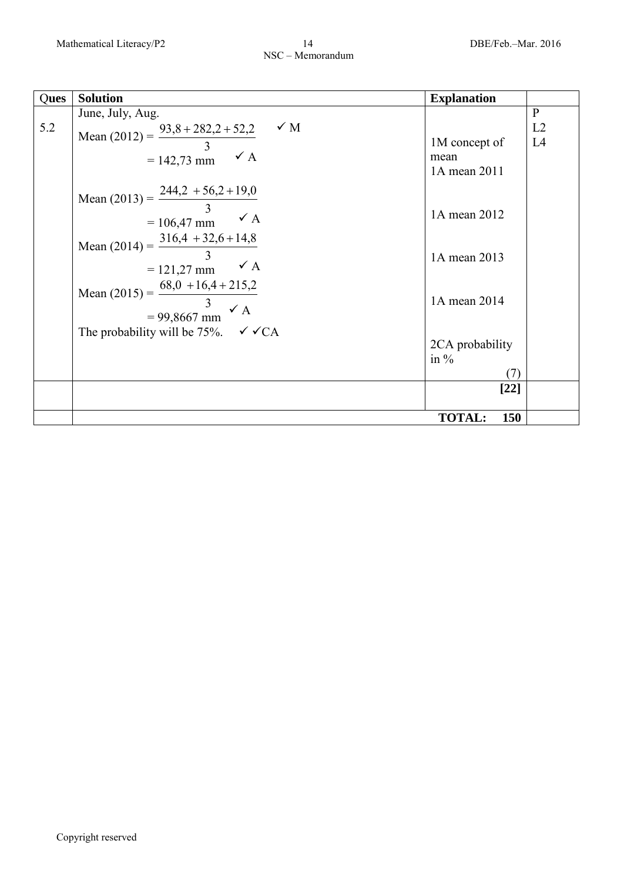| Ques | Solution | Explanation | |
|---|---|---|---|
| 5.2 | June, July, Aug.<br>Mean (2012) = $\frac{93,8 + 282,2 + 52,2}{3}$ ✓ M<br>= 142,73 mm ✓ A<br><br>Mean (2013) = $\frac{244,2 + 56,2 + 19,0}{3}$<br>= 106,47 mm ✓ A<br>Mean (2014) = $\frac{316,4 + 32,6 + 14,8}{3}$<br>= 121,27 mm ✓ A<br>Mean (2015) = $\frac{68,0 + 16,4 + 215,2}{3}$<br>= 99,8667 mm ✓ A<br>The probability will be 75%. ✓ ✓CA | 1M concept of mean<br>1A mean 2011<br><br>1A mean 2012<br><br>1A mean 2013<br><br>1A mean 2014<br><br>2CA probability in %<br>(7) | P<br>L2<br>L4 |
| | | **[22]** | |
| | | **TOTAL: 150** | |